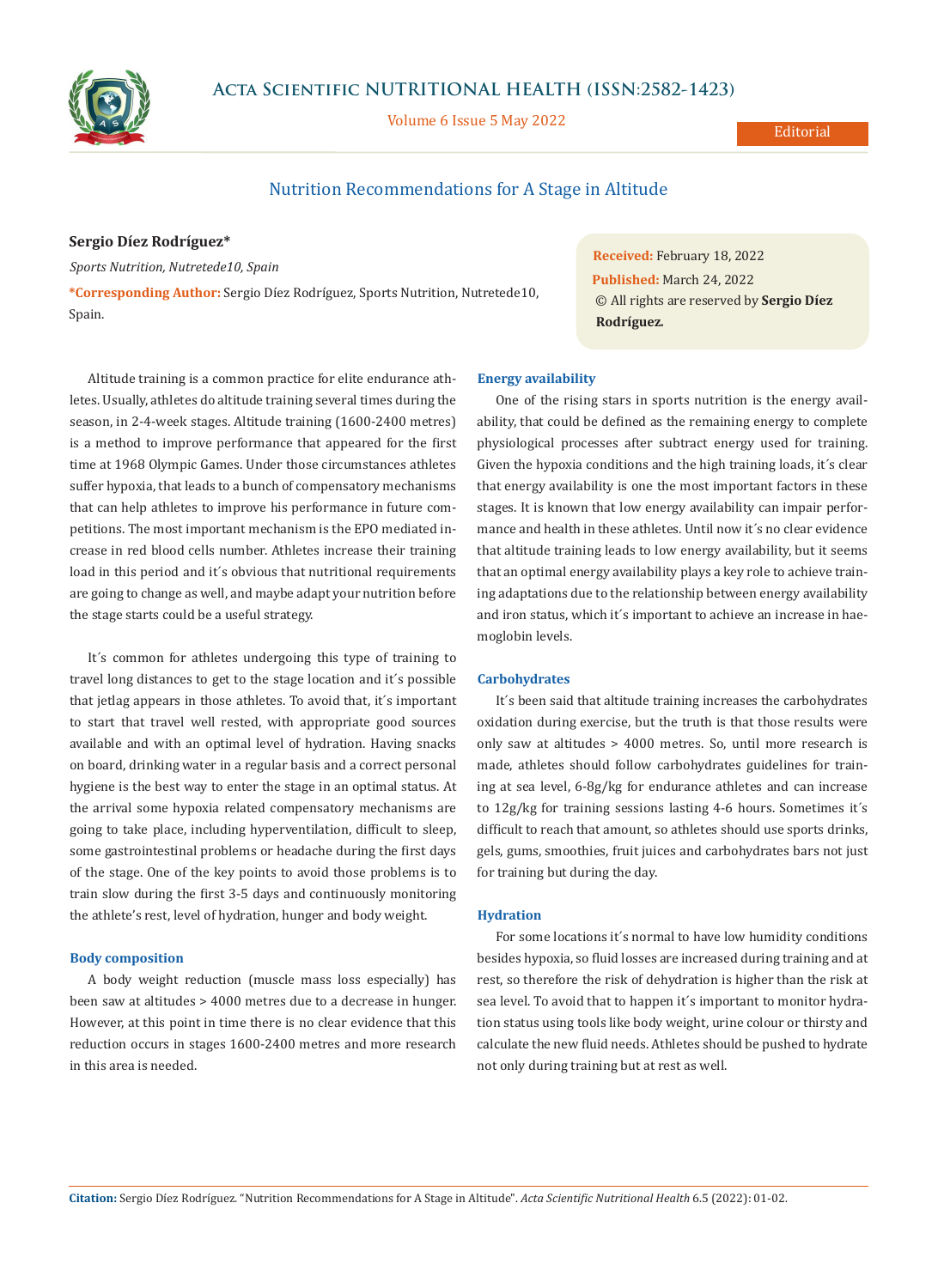# Nutrition Recommendations for A Stage in Altitude

**Sergio Díez Rodríguez***

*Sports Nutrition, Nutretede10, Spain*

***Corresponding Author:** Sergio Díez Rodríguez, Sports Nutrition, Nutretede10, Spain.

**Received:** February 18, 2022
**Published:** March 24, 2022
© All rights are reserved by **Sergio Díez Rodríguez.**

Altitude training is a common practice for elite endurance athletes. Usually, athletes do altitude training several times during the season, in 2-4-week stages. Altitude training (1600-2400 metres) is a method to improve performance that appeared for the first time at 1968 Olympic Games. Under those circumstances athletes suffer hypoxia, that leads to a bunch of compensatory mechanisms that can help athletes to improve his performance in future competitions. The most important mechanism is the EPO mediated increase in red blood cells number. Athletes increase their training load in this period and it´s obvious that nutritional requirements are going to change as well, and maybe adapt your nutrition before the stage starts could be a useful strategy.

It´s common for athletes undergoing this type of training to travel long distances to get to the stage location and it´s possible that jetlag appears in those athletes. To avoid that, it´s important to start that travel well rested, with appropriate good sources available and with an optimal level of hydration. Having snacks on board, drinking water in a regular basis and a correct personal hygiene is the best way to enter the stage in an optimal status. At the arrival some hypoxia related compensatory mechanisms are going to take place, including hyperventilation, difficult to sleep, some gastrointestinal problems or headache during the first days of the stage. One of the key points to avoid those problems is to train slow during the first 3-5 days and continuously monitoring the athlete's rest, level of hydration, hunger and body weight.

### Body composition

A body weight reduction (muscle mass loss especially) has been saw at altitudes > 4000 metres due to a decrease in hunger. However, at this point in time there is no clear evidence that this reduction occurs in stages 1600-2400 metres and more research in this area is needed.

### Energy availability

One of the rising stars in sports nutrition is the energy availability, that could be defined as the remaining energy to complete physiological processes after subtract energy used for training. Given the hypoxia conditions and the high training loads, it´s clear that energy availability is one the most important factors in these stages. It is known that low energy availability can impair performance and health in these athletes. Until now it´s no clear evidence that altitude training leads to low energy availability, but it seems that an optimal energy availability plays a key role to achieve training adaptations due to the relationship between energy availability and iron status, which it´s important to achieve an increase in haemoglobin levels.

### Carbohydrates

It´s been said that altitude training increases the carbohydrates oxidation during exercise, but the truth is that those results were only saw at altitudes > 4000 metres. So, until more research is made, athletes should follow carbohydrates guidelines for training at sea level, 6-8g/kg for endurance athletes and can increase to 12g/kg for training sessions lasting 4-6 hours. Sometimes it´s difficult to reach that amount, so athletes should use sports drinks, gels, gums, smoothies, fruit juices and carbohydrates bars not just for training but during the day.

### Hydration

For some locations it´s normal to have low humidity conditions besides hypoxia, so fluid losses are increased during training and at rest, so therefore the risk of dehydration is higher than the risk at sea level. To avoid that to happen it´s important to monitor hydration status using tools like body weight, urine colour or thirsty and calculate the new fluid needs. Athletes should be pushed to hydrate not only during training but at rest as well.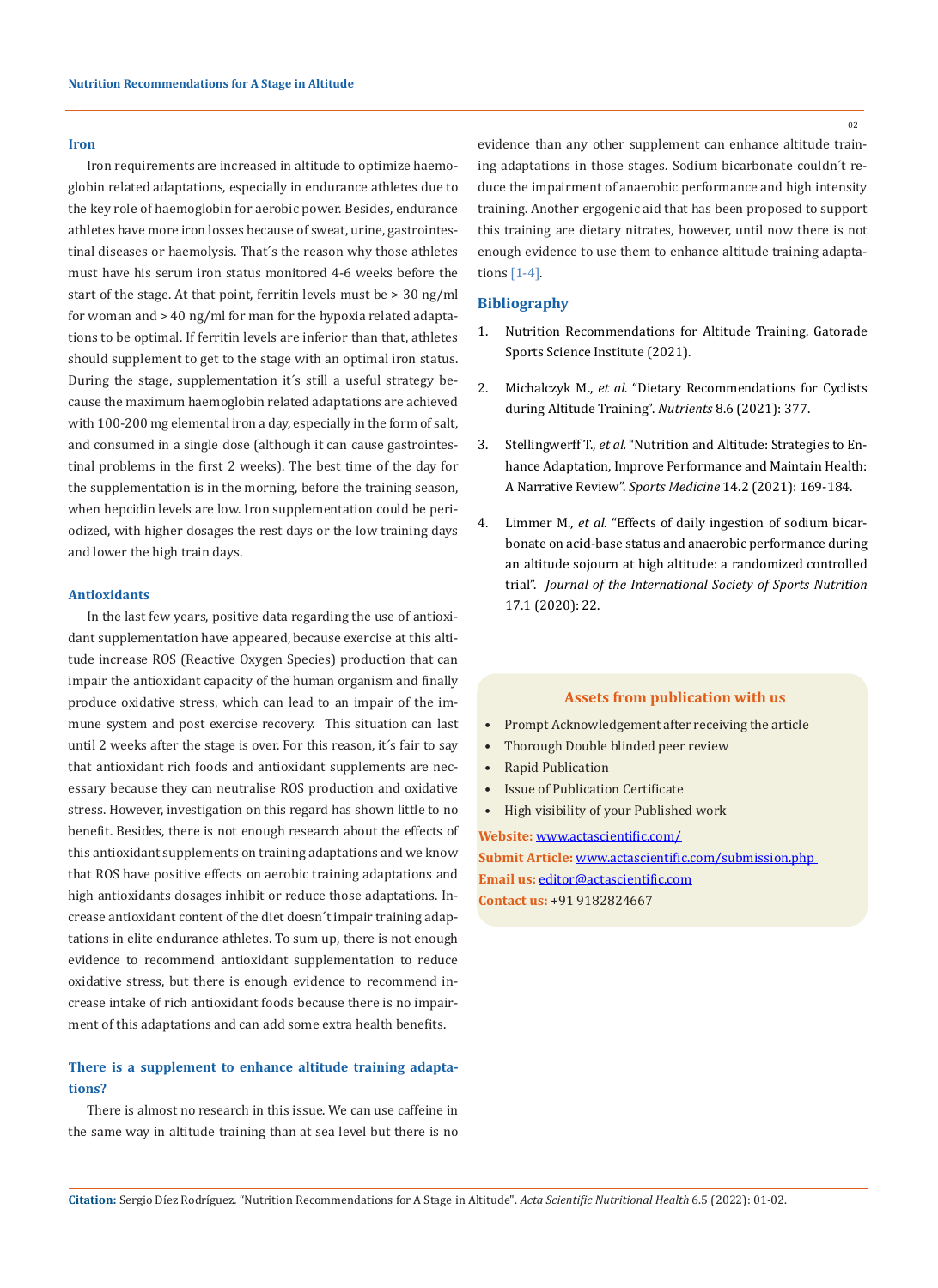### Iron

Iron requirements are increased in altitude to optimize haemoglobin related adaptations, especially in endurance athletes due to the key role of haemoglobin for aerobic power. Besides, endurance athletes have more iron losses because of sweat, urine, gastrointestinal diseases or haemolysis. That´s the reason why those athletes must have his serum iron status monitored 4-6 weeks before the start of the stage. At that point, ferritin levels must be > 30 ng/ml for woman and > 40 ng/ml for man for the hypoxia related adaptations to be optimal. If ferritin levels are inferior than that, athletes should supplement to get to the stage with an optimal iron status. During the stage, supplementation it´s still a useful strategy because the maximum haemoglobin related adaptations are achieved with 100-200 mg elemental iron a day, especially in the form of salt, and consumed in a single dose (although it can cause gastrointestinal problems in the first 2 weeks). The best time of the day for the supplementation is in the morning, before the training season, when hepcidin levels are low. Iron supplementation could be periodized, with higher dosages the rest days or the low training days and lower the high train days.

### Antioxidants

In the last few years, positive data regarding the use of antioxidant supplementation have appeared, because exercise at this altitude increase ROS (Reactive Oxygen Species) production that can impair the antioxidant capacity of the human organism and finally produce oxidative stress, which can lead to an impair of the immune system and post exercise recovery. This situation can last until 2 weeks after the stage is over. For this reason, it´s fair to say that antioxidant rich foods and antioxidant supplements are necessary because they can neutralise ROS production and oxidative stress. However, investigation on this regard has shown little to no benefit. Besides, there is not enough research about the effects of this antioxidant supplements on training adaptations and we know that ROS have positive effects on aerobic training adaptations and high antioxidants dosages inhibit or reduce those adaptations. Increase antioxidant content of the diet doesn´t impair training adaptations in elite endurance athletes. To sum up, there is not enough evidence to recommend antioxidant supplementation to reduce oxidative stress, but there is enough evidence to recommend increase intake of rich antioxidant foods because there is no impairment of this adaptations and can add some extra health benefits.

### There is a supplement to enhance altitude training adaptations?

There is almost no research in this issue. We can use caffeine in the same way in altitude training than at sea level but there is no evidence than any other supplement can enhance altitude training adaptations in those stages. Sodium bicarbonate couldn´t reduce the impairment of anaerobic performance and high intensity training. Another ergogenic aid that has been proposed to support this training are dietary nitrates, however, until now there is not enough evidence to use them to enhance altitude training adaptations [1-4].

## Bibliography

1. Nutrition Recommendations for Altitude Training. Gatorade Sports Science Institute (2021).
2. Michalczyk M., *et al.* "Dietary Recommendations for Cyclists during Altitude Training". *Nutrients* 8.6 (2021): 377.
3. Stellingwerff T., *et al.* "Nutrition and Altitude: Strategies to Enhance Adaptation, Improve Performance and Maintain Health: A Narrative Review". *Sports Medicine* 14.2 (2021): 169-184.
4. Limmer M., *et al.* "Effects of daily ingestion of sodium bicarbonate on acid-base status and anaerobic performance during an altitude sojourn at high altitude: a randomized controlled trial". *Journal of the International Society of Sports Nutrition* 17.1 (2020): 22.

**Assets from publication with us**

- Prompt Acknowledgement after receiving the article
- Thorough Double blinded peer review
- Rapid Publication
- Issue of Publication Certificate
- High visibility of your Published work

**Website:** www.actascientific.com/
**Submit Article:** www.actascientific.com/submission.php
**Email us:** editor@actascientific.com
**Contact us:** +91 9182824667